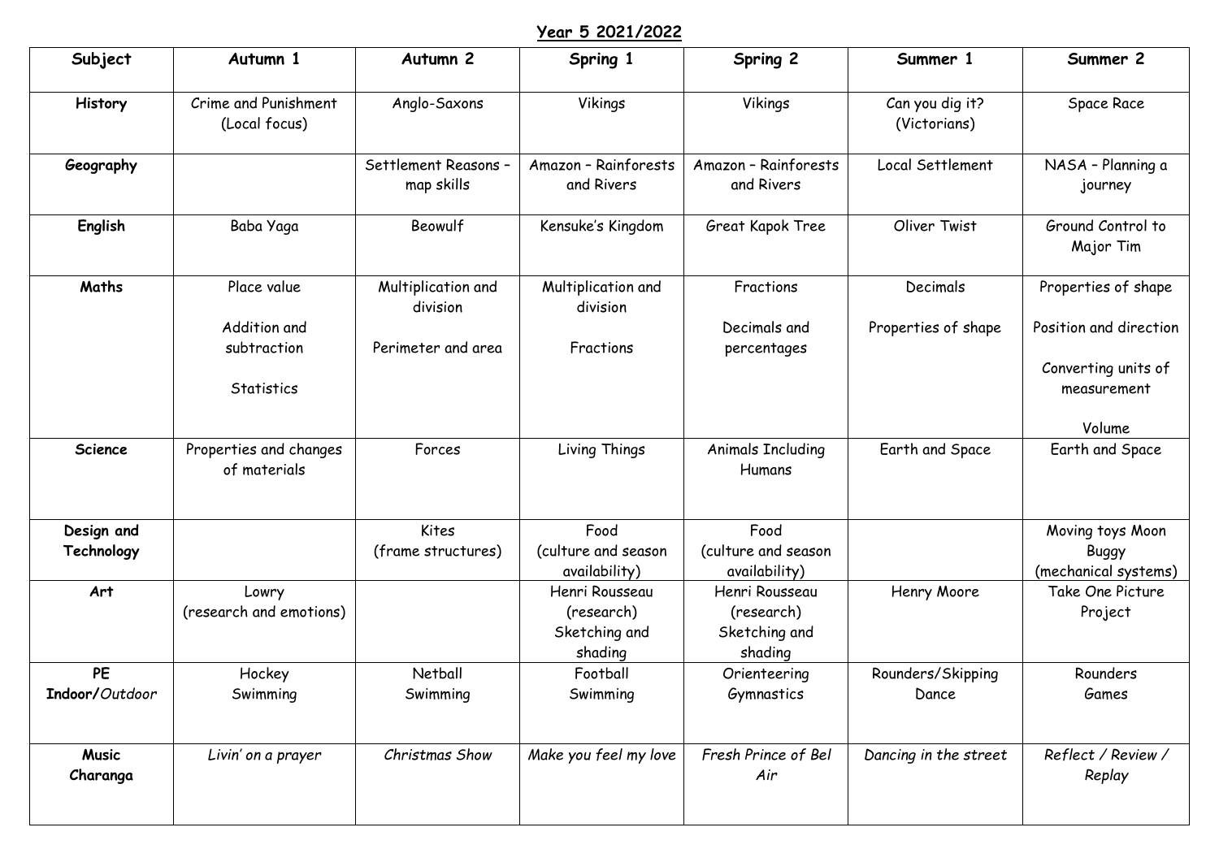# Year 5 2021/2022

| Subject | Autumn 1 | Autumn 2 | Spring 1 | Spring 2 | Summer 1 | Summer 2 |
|---|---|---|---|---|---|---|
| **History** | Crime and Punishment (Local focus) | Anglo-Saxons | Vikings | Vikings | Can you dig it? (Victorians) | Space Race |
| **Geography** | | Settlement Reasons – map skills | Amazon – Rainforests and Rivers | Amazon – Rainforests and Rivers | Local Settlement | NASA – Planning a journey |
| **English** | Baba Yaga | Beowulf | Kensuke's Kingdom | Great Kapok Tree | Oliver Twist | Ground Control to Major Tim |
| **Maths** | Place value<br><br>Addition and subtraction<br><br>Statistics | Multiplication and division<br><br>Perimeter and area | Multiplication and division<br><br>Fractions | Fractions<br><br>Decimals and percentages | Decimals<br><br>Properties of shape | Properties of shape<br><br>Position and direction<br><br>Converting units of measurement<br><br>Volume |
| **Science** | Properties and changes of materials | Forces | Living Things | Animals Including Humans | Earth and Space | Earth and Space |
| **Design and Technology** | | Kites (frame structures) | Food (culture and season availability) | Food (culture and season availability) | | Moving toys Moon Buggy (mechanical systems) |
| **Art** | Lowry (research and emotions) | | Henri Rousseau (research) Sketching and shading | Henri Rousseau (research) Sketching and shading | Henry Moore | Take One Picture Project |
| **PE Indoor/*Outdoor*** | Hockey<br>Swimming | Netball<br>Swimming | Football<br>Swimming | Orienteering<br>Gymnastics | Rounders/Skipping<br>Dance | Rounders<br>Games |
| **Music Charanga** | *Livin' on a prayer* | *Christmas Show* | *Make you feel my love* | *Fresh Prince of Bel Air* | *Dancing in the street* | *Reflect / Review / Replay* |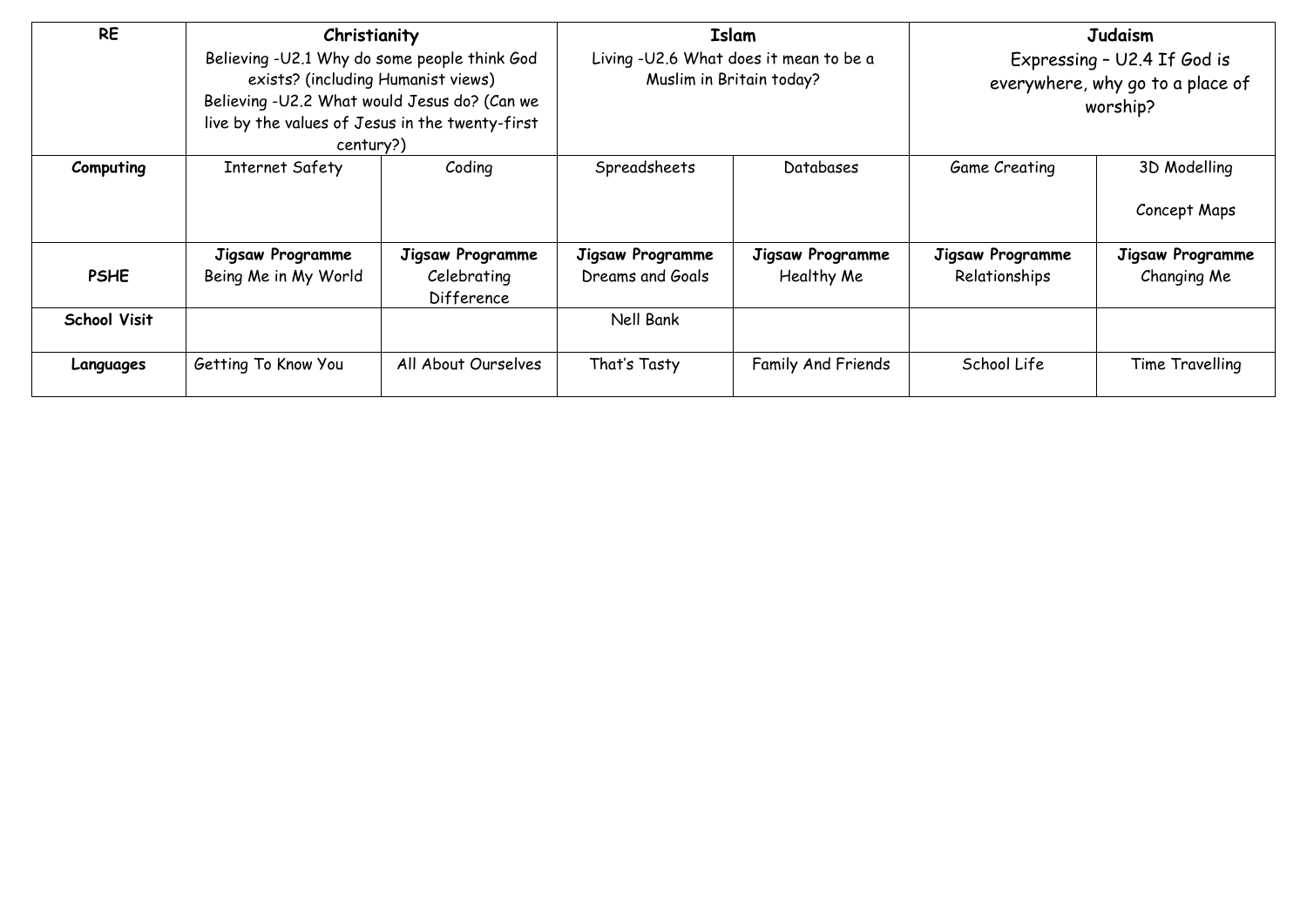| | | | | | | |
|---|---|---|---|---|---|---|
| **RE** | **Christianity**<br>Believing -U2.1 Why do some people think God exists? (including Humanist views)<br>Believing -U2.2 What would Jesus do? (Can we live by the values of Jesus in the twenty-first century?) | | **Islam**<br>Living -U2.6 What does it mean to be a Muslim in Britain today? | | **Judaism**<br>Expressing – U2.4 If God is everywhere, why go to a place of worship? | |
| **Computing** | Internet Safety | Coding | Spreadsheets | Databases | Game Creating | 3D Modelling<br><br>Concept Maps |
| **PSHE** | **Jigsaw Programme**<br>Being Me in My World | **Jigsaw Programme**<br>Celebrating Difference | **Jigsaw Programme**<br>Dreams and Goals | **Jigsaw Programme**<br>Healthy Me | **Jigsaw Programme**<br>Relationships | **Jigsaw Programme**<br>Changing Me |
| **School Visit** | | | Nell Bank | | | |
| **Languages** | Getting To Know You | All About Ourselves | That's Tasty | Family And Friends | School Life | Time Travelling |